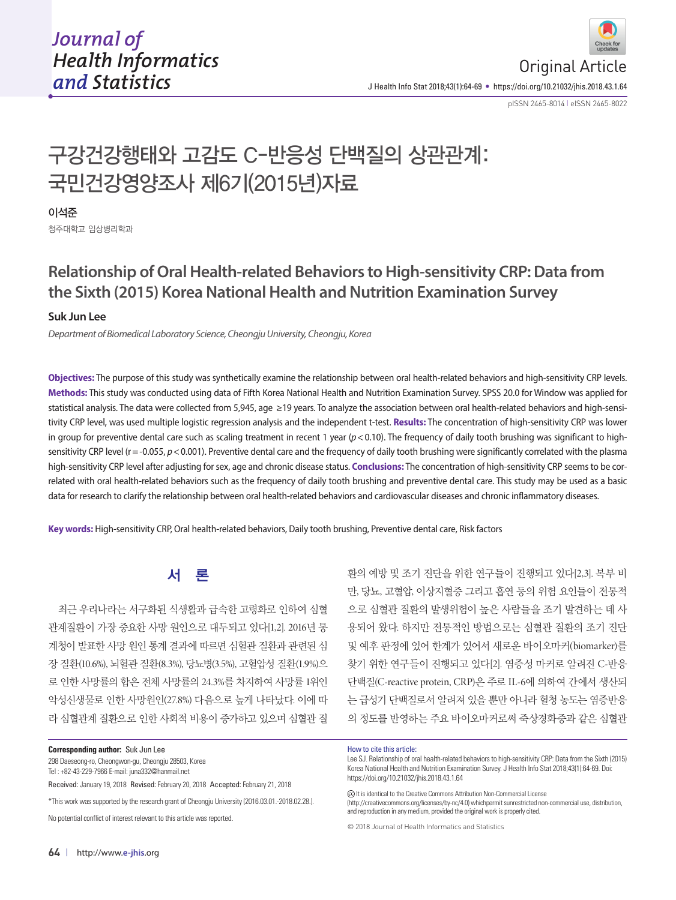Original Article

# 구강건강행태와 고감도 C-반응성 단백질의 상관관계: 국민건강영양조사 제6기(2015년)자료

**이석준**

청주대학교 임상병리학과

# Relationship of Oral Health-related Behaviors to High-sensitivity CRP: Data from the Sixth (2015) Korea National Health and Nutrition Examination Survey

**Suk Jun Lee**

*Department of Biomedical Laboratory Science, Cheongju University, Cheongju, Korea*

**Objectives:** The purpose of this study was synthetically examine the relationship between oral health-related behaviors and high-sensitivity CRP levels. **Methods:** This study was conducted using data of Fifth Korea National Health and Nutrition Examination Survey. SPSS 20.0 for Window was applied for statistical analysis. The data were collected from 5,945, age ≥19 years. To analyze the association between oral health-related behaviors and high-sensitivity CRP level, was used multiple logistic regression analysis and the independent t-test. **Results:** The concentration of high-sensitivity CRP was lower in group for preventive dental care such as scaling treatment in recent 1 year ($p<0.10$). The frequency of daily tooth brushing was significant to high-sensitivity CRP level (r=-0.055, $p<0.001$). Preventive dental care and the frequency of daily tooth brushing were significantly correlated with the plasma high-sensitivity CRP level after adjusting for sex, age and chronic disease status. **Conclusions:** The concentration of high-sensitivity CRP seems to be correlated with oral health-related behaviors such as the frequency of daily tooth brushing and preventive dental care. This study may be used as a basic data for research to clarify the relationship between oral health-related behaviors and cardiovascular diseases and chronic inflammatory diseases.

**Key words:** High-sensitivity CRP, Oral health-related behaviors, Daily tooth brushing, Preventive dental care, Risk factors

## 서 론

최근 우리나라는 서구화된 식생활과 급속한 고령화로 인하여 심혈관계질환이 가장 중요한 사망 원인으로 대두되고 있다[1,2]. 2016년 통계청이 발표한 사망 원인 통계 결과에 따르면 심혈관 질환과 관련된 심장 질환(10.6%), 뇌혈관 질환(8.3%), 당뇨병(3.5%), 고혈압성 질환(1.9%)으로 인한 사망률의 합은 전체 사망률의 24.3%를 차지하여 사망률 1위인 악성신생물로 인한 사망원인(27.8%) 다음으로 높게 나타났다. 이에 따라 심혈관계 질환으로 인한 사회적 비용이 증가하고 있으며 심혈관 질환의 예방 및 조기 진단을 위한 연구들이 진행되고 있다[2,3]. 복부 비만, 당뇨, 고혈압, 이상지혈증 그리고 흡연 등의 위험 요인들이 전통적으로 심혈관 질환의 발생위험이 높은 사람들을 조기 발견하는 데 사용되어 왔다. 하지만 전통적인 방법으로는 심혈관 질환의 조기 진단 및 예후 판정에 있어 한계가 있어서 새로운 바이오마커(biomarker)를 찾기 위한 연구들이 진행되고 있다[2]. 염증성 마커로 알려진 C-반응단백질(C-reactive protein, CRP)은 주로 IL-6에 의하여 간에서 생산되는 급성기 단백질로서 알려져 있을 뿐만 아니라 혈청 농도는 염증반응의 정도를 반영하는 주요 바이오마커로써 죽상경화증과 같은 심혈관

---

**Corresponding author:** Suk Jun Lee
298 Daeseong-ro, Cheongwon-gu, Cheongju 28503, Korea
Tel : +82-43-229-7966 E-mail: juna332@hanmail.net

Received: January 19, 2018 Revised: February 20, 2018 Accepted: February 21, 2018

*This work was supported by the research grant of Cheongju University (2016.03.01.-2018.02.28.).

No potential conflict of interest relevant to this article was reported.

How to cite this article:
Lee SJ. Relationship of oral health-related behaviors to high-sensitivity CRP: Data from the Sixth (2015) Korea National Health and Nutrition Examination Survey. J Health Info Stat 2018;43(1):64-69. Doi: https://doi.org/10.21032/jhis.2018.43.1.64

It is identical to the Creative Commons Attribution Non-Commercial License (http://creativecommons.org/licenses/by-nc/4.0) whichpermit sunrestricted non-commercial use, distribution, and reproduction in any medium, provided the original work is properly cited.

© 2018 Journal of Health Informatics and Statistics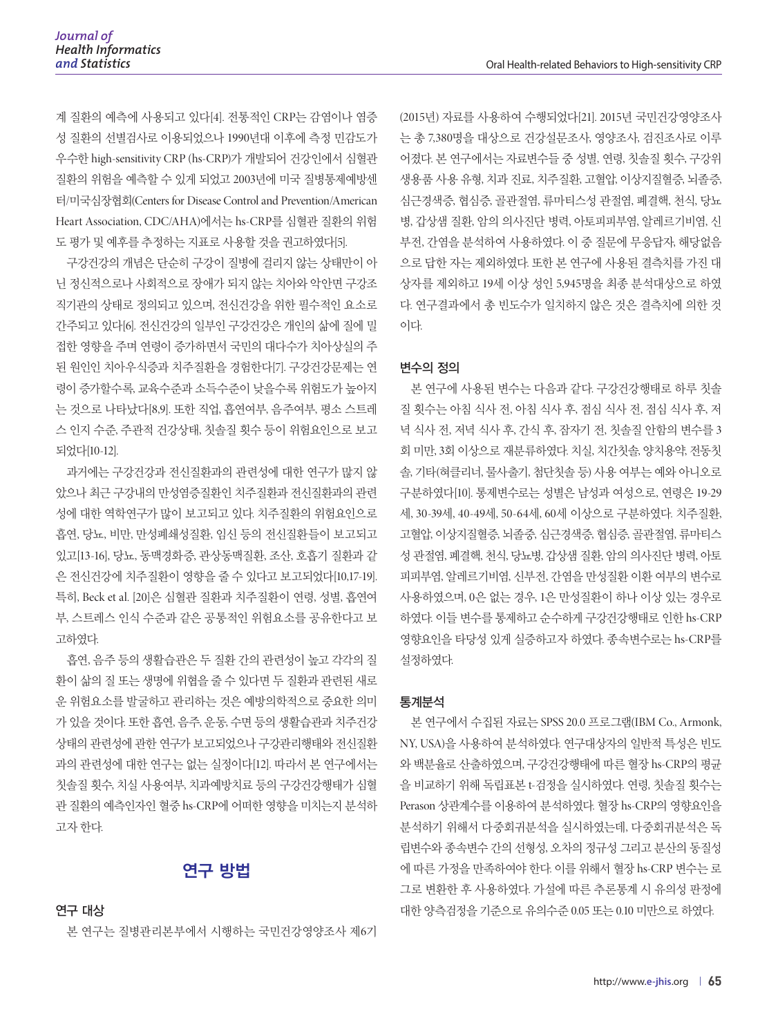계 질환의 예측에 사용되고 있다[4]. 전통적인 CRP는 감염이나 염증성 질환의 선별검사로 이용되었으나 1990년대 이후에 측정 민감도가 우수한 high-sensitivity CRP (hs-CRP)가 개발되어 건강인에서 심혈관 질환의 위험을 예측할 수 있게 되었고 2003년에 미국 질병통제예방센터/미국심장협회(Centers for Disease Control and Prevention/American Heart Association, CDC/AHA)에서는 hs-CRP를 심혈관 질환의 위험도 평가 및 예후를 추정하는 지표로 사용할 것을 권고하였다[5].

구강건강의 개념은 단순히 구강이 질병에 걸리지 않는 상태만이 아닌 정신적으로나 사회적으로 장애가 되지 않는 치아와 악안면 구강조직기관의 상태로 정의되고 있으며, 전신건강을 위한 필수적인 요소로 간주되고 있다[6]. 전신건강의 일부인 구강건강은 개인의 삶에 질에 밀접한 영향을 주며 연령이 증가하면서 국민의 대다수가 치아상실의 주된 원인인 치아우식증과 치주질환을 경험한다[7]. 구강건강문제는 연령이 증가할수록, 교육수준과 소득수준이 낮을수록 위험도가 높아지는 것으로 나타났다[8,9]. 또한 직업, 흡연여부, 음주여부, 평소 스트레스 인지 수준, 주관적 건강상태, 칫솔질 횟수 등이 위험요인으로 보고되었다[10-12].

과거에는 구강건강과 전신질환과의 관련성에 대한 연구가 많지 않았으나 최근 구강내의 만성염증질환인 치주질환과 전신질환과의 관련성에 대한 역학연구가 많이 보고되고 있다. 치주질환의 위험요인으로 흡연, 당뇨, 비만, 만성폐쇄성질환, 임신 등의 전신질환들이 보고되고 있고[13-16], 당뇨, 동맥경화증, 관상동맥질환, 조산, 호흡기 질환과 같은 전신건강에 치주질환이 영향을 줄 수 있다고 보고되었다[10,17-19]. 특히, Beck et al. [20]은 심혈관 질환과 치주질환이 연령, 성별, 흡연여부, 스트레스 인식 수준과 같은 공통적인 위험요소를 공유한다고 보고하였다.

흡연, 음주 등의 생활습관은 두 질환 간의 관련성이 높고 각각의 질환이 삶의 질 또는 생명에 위협을 줄 수 있다면 두 질환과 관련된 새로운 위험요소를 발굴하고 관리하는 것은 예방의학적으로 중요한 의미가 있을 것이다. 또한 흡연, 음주, 운동, 수면 등의 생활습관과 치주건강상태의 관련성에 관한 연구가 보고되었으나 구강관리행태와 전신질환과의 관련성에 대한 연구는 없는 실정이다[12]. 따라서 본 연구에서는 칫솔질 횟수, 치실 사용여부, 치과예방치료 등의 구강건강행태가 심혈관 질환의 예측인자인 혈중 hs-CRP에 어떠한 영향을 미치는지 분석하고자 한다.

## 연구 방법

### 연구 대상

본 연구는 질병관리본부에서 시행하는 국민건강영양조사 제6기(2015년) 자료를 사용하여 수행되었다[21]. 2015년 국민건강영양조사는 총 7,380명을 대상으로 건강설문조사, 영양조사, 검진조사로 이루어졌다. 본 연구에서는 자료변수들 중 성별, 연령, 칫솔질 횟수, 구강위생용품 사용 유형, 치과 진료, 치주질환, 고혈압, 이상지질혈증, 뇌졸중, 심근경색증, 협심증, 골관절염, 류마티스성 관절염, 폐결핵, 천식, 당뇨병, 갑상샘 질환, 암의 의사진단 병력, 아토피피부염, 알레르기비염, 신부전, 간염을 분석하여 사용하였다. 이 중 질문에 무응답자, 해당없음으로 답한 자는 제외하였다. 또한 본 연구에 사용된 결측치를 가진 대상자를 제외하고 19세 이상 성인 5,945명을 최종 분석대상으로 하였다. 연구결과에서 총 빈도수가 일치하지 않은 것은 결측치에 의한 것이다.

### 변수의 정의

본 연구에 사용된 변수는 다음과 같다. 구강건강행태로 하루 칫솔질 횟수는 아침 식사 전, 아침 식사 후, 점심 식사 전, 점심 식사 후, 저녁 식사 전, 저녁 식사 후, 간식 후, 잠자기 전, 칫솔질 안함의 변수를 3회 미만, 3회 이상으로 재분류하였다. 치실, 치간칫솔, 양치용약, 전동칫솔, 기타(혀클리너, 물사출기, 첨단칫솔 등) 사용 여부는 예와 아니오로 구분하였다[10]. 통제변수로는 성별은 남성과 여성으로, 연령은 19-29세, 30-39세, 40-49세, 50-64세, 60세 이상으로 구분하였다. 치주질환, 고혈압, 이상지질혈증, 뇌졸중, 심근경색증, 협심증, 골관절염, 류마티스성 관절염, 폐결핵, 천식, 당뇨병, 갑상샘 질환, 암의 의사진단 병력, 아토피피부염, 알레르기비염, 신부전, 간염을 만성질환 이환 여부의 변수로 사용하였으며, 0은 없는 경우, 1은 만성질환이 하나 이상 있는 경우로 하였다. 이들 변수를 통제하고 순수하게 구강건강행태로 인한 hs-CRP 영향요인을 타당성 있게 실증하고자 하였다. 종속변수로는 hs-CRP를 설정하였다.

### 통계분석

본 연구에서 수집된 자료는 SPSS 20.0 프로그램(IBM Co., Armonk, NY, USA)을 사용하여 분석하였다. 연구대상자의 일반적 특성은 빈도와 백분율로 산출하였으며, 구강건강행태에 따른 혈장 hs-CRP의 평균을 비교하기 위해 독립표본 t-검정을 실시하였다. 연령, 칫솔질 횟수는 Perason 상관계수를 이용하여 분석하였다. 혈장 hs-CRP의 영향요인을 분석하기 위해서 다중회귀분석을 실시하였는데, 다중회귀분석은 독립변수와 종속변수 간의 선형성, 오차의 정규성 그리고 분산의 동질성에 따른 가정을 만족하여야 한다. 이를 위해서 혈장 hs-CRP 변수는 로그로 변환한 후 사용하였다. 가설에 따른 추론통계 시 유의성 판정에 대한 양측검정을 기준으로 유의수준 0.05 또는 0.10 미만으로 하였다.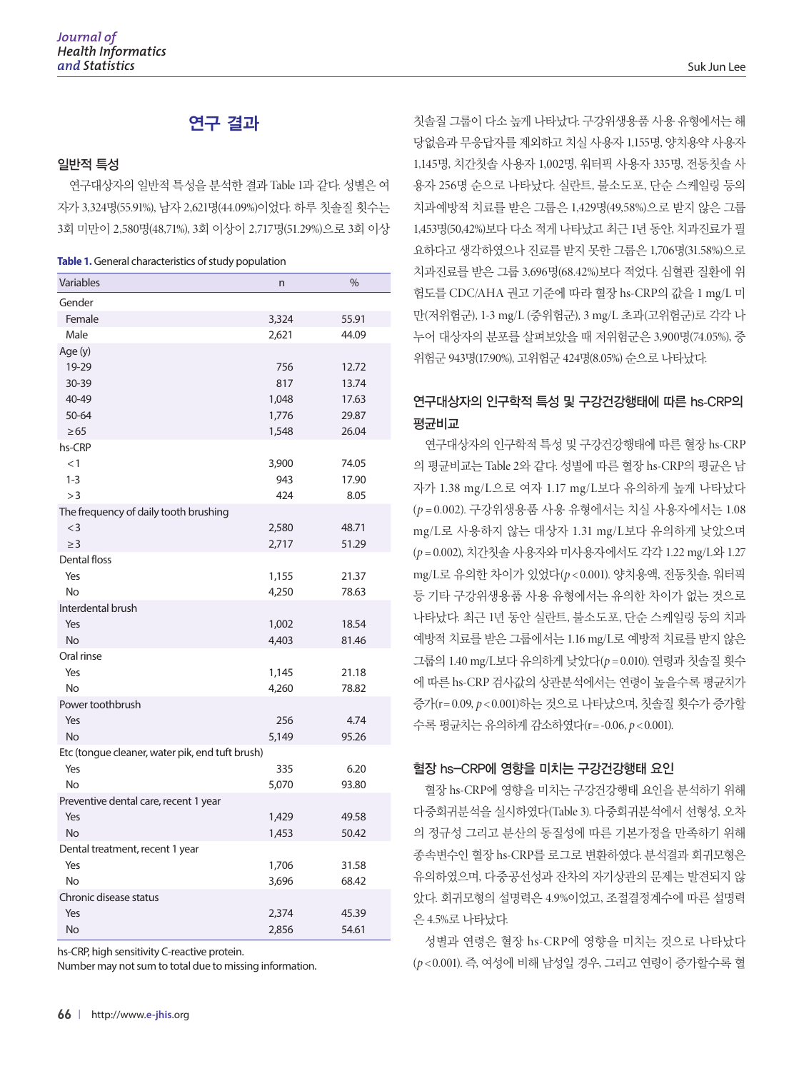## 연구 결과

### 일반적 특성

연구대상자의 일반적 특성을 분석한 결과 Table 1과 같다. 성별은 여자가 3,324명(55.91%), 남자 2,621명(44.09%)이었다. 하루 칫솔질 횟수는 3회 미만이 2,580명(48.71%), 3회 이상이 2,717명(51.29%)으로 3회 이상 칫솔질 그룹이 다소 높게 나타났다. 구강위생용품 사용 유형에서는 해당없음과 무응답자를 제외하고 치실 사용자 1,155명, 양치용약 사용자 1,145명, 치간칫솔 사용자 1,002명, 워터픽 사용자 335명, 전동칫솔 사용자 256명 순으로 나타났다. 실란트, 불소도포, 단순 스케일링 등의 치과예방적 치료를 받은 그룹은 1,429명(49.58%)으로 받지 않은 그룹 1,453명(50.42%)보다 다소 적게 나타났고 최근 1년 동안, 치과진료가 필요하다고 생각하였으나 진료를 받지 못한 그룹은 1,706명(31.58%)으로 치과진료를 받은 그룹 3,696명(68.42%)보다 적었다. 심혈관 질환에 위험도를 CDC/AHA 권고 기준에 따라 혈장 hs-CRP의 값을 1 mg/L 미만(저위험군), 1-3 mg/L (중위험군), 3 mg/L 초과(고위험군)로 각각 나누어 대상자의 분포를 살펴보았을 때 저위험군은 3,900명(74.05%), 중위험군 943명(17.90%), 고위험군 424명(8.05%) 순으로 나타났다.

**Table 1.** General characteristics of study population

| Variables | n | % |
|---|---|---|
| Gender | | |
| Female | 3,324 | 55.91 |
| Male | 2,621 | 44.09 |
| Age (y) | | |
| 19-29 | 756 | 12.72 |
| 30-39 | 817 | 13.74 |
| 40-49 | 1,048 | 17.63 |
| 50-64 | 1,776 | 29.87 |
| ≥65 | 1,548 | 26.04 |
| hs-CRP | | |
| <1 | 3,900 | 74.05 |
| 1-3 | 943 | 17.90 |
| >3 | 424 | 8.05 |
| The frequency of daily tooth brushing | | |
| <3 | 2,580 | 48.71 |
| ≥3 | 2,717 | 51.29 |
| Dental floss | | |
| Yes | 1,155 | 21.37 |
| No | 4,250 | 78.63 |
| Interdental brush | | |
| Yes | 1,002 | 18.54 |
| No | 4,403 | 81.46 |
| Oral rinse | | |
| Yes | 1,145 | 21.18 |
| No | 4,260 | 78.82 |
| Power toothbrush | | |
| Yes | 256 | 4.74 |
| No | 5,149 | 95.26 |
| Etc (tongue cleaner, water pik, end tuft brush) | | |
| Yes | 335 | 6.20 |
| No | 5,070 | 93.80 |
| Preventive dental care, recent 1 year | | |
| Yes | 1,429 | 49.58 |
| No | 1,453 | 50.42 |
| Dental treatment, recent 1 year | | |
| Yes | 1,706 | 31.58 |
| No | 3,696 | 68.42 |
| Chronic disease status | | |
| Yes | 2,374 | 45.39 |
| No | 2,856 | 54.61 |

hs-CRP, high sensitivity C-reactive protein.
Number may not sum to total due to missing information.

### 연구대상자의 인구학적 특성 및 구강건강행태에 따른 hs-CRP의 평균비교

연구대상자의 인구학적 특성 및 구강건강행태에 따른 혈장 hs-CRP의 평균비교는 Table 2와 같다. 성별에 따른 혈장 hs-CRP의 평균은 남자가 1.38 mg/L으로 여자 1.17 mg/L보다 유의하게 높게 나타났다($p=0.002$). 구강위생용품 사용 유형에서는 치실 사용자에서는 1.08 mg/L로 사용하지 않는 대상자 1.31 mg/L보다 유의하게 낮았으며($p=0.002$), 치간칫솔 사용자와 미사용자에서도 각각 1.22 mg/L와 1.27 mg/L로 유의한 차이가 있었다($p<0.001$). 양치용액, 전동칫솔, 워터픽 등 기타 구강위생용품 사용 유형에서는 유의한 차이가 없는 것으로 나타났다. 최근 1년 동안 실란트, 불소도포, 단순 스케일링 등의 치과예방적 치료를 받은 그룹에서는 1.16 mg/L로 예방적 치료를 받지 않은 그룹의 1.40 mg/L보다 유의하게 낮았다($p=0.010$). 연령과 칫솔질 횟수에 따른 hs-CRP 검사값의 상관분석에서는 연령이 높을수록 평균치가 증가($r=0.09$, $p<0.001$)하는 것으로 나타났으며, 칫솔질 횟수가 증가할수록 평균치는 유의하게 감소하였다($r=-0.06$, $p<0.001$).

### 혈장 hs–CRP에 영향을 미치는 구강건강행태 요인

혈장 hs-CRP에 영향을 미치는 구강건강행태 요인을 분석하기 위해 다중회귀분석을 실시하였다(Table 3). 다중회귀분석에서 선형성, 오차의 정규성 그리고 분산의 동질성에 따른 기본가정을 만족하기 위해 종속변수인 혈장 hs-CRP를 로그로 변환하였다. 분석결과 회귀모형은 유의하였으며, 다중공선성과 잔차의 자기상관의 문제는 발견되지 않았다. 회귀모형의 설명력은 4.9%이었고, 조절결정계수에 따른 설명력은 4.5%로 나타났다.

성별과 연령은 혈장 hs-CRP에 영향을 미치는 것으로 나타났다($p<0.001$). 즉, 여성에 비해 남성일 경우, 그리고 연령이 증가할수록 혈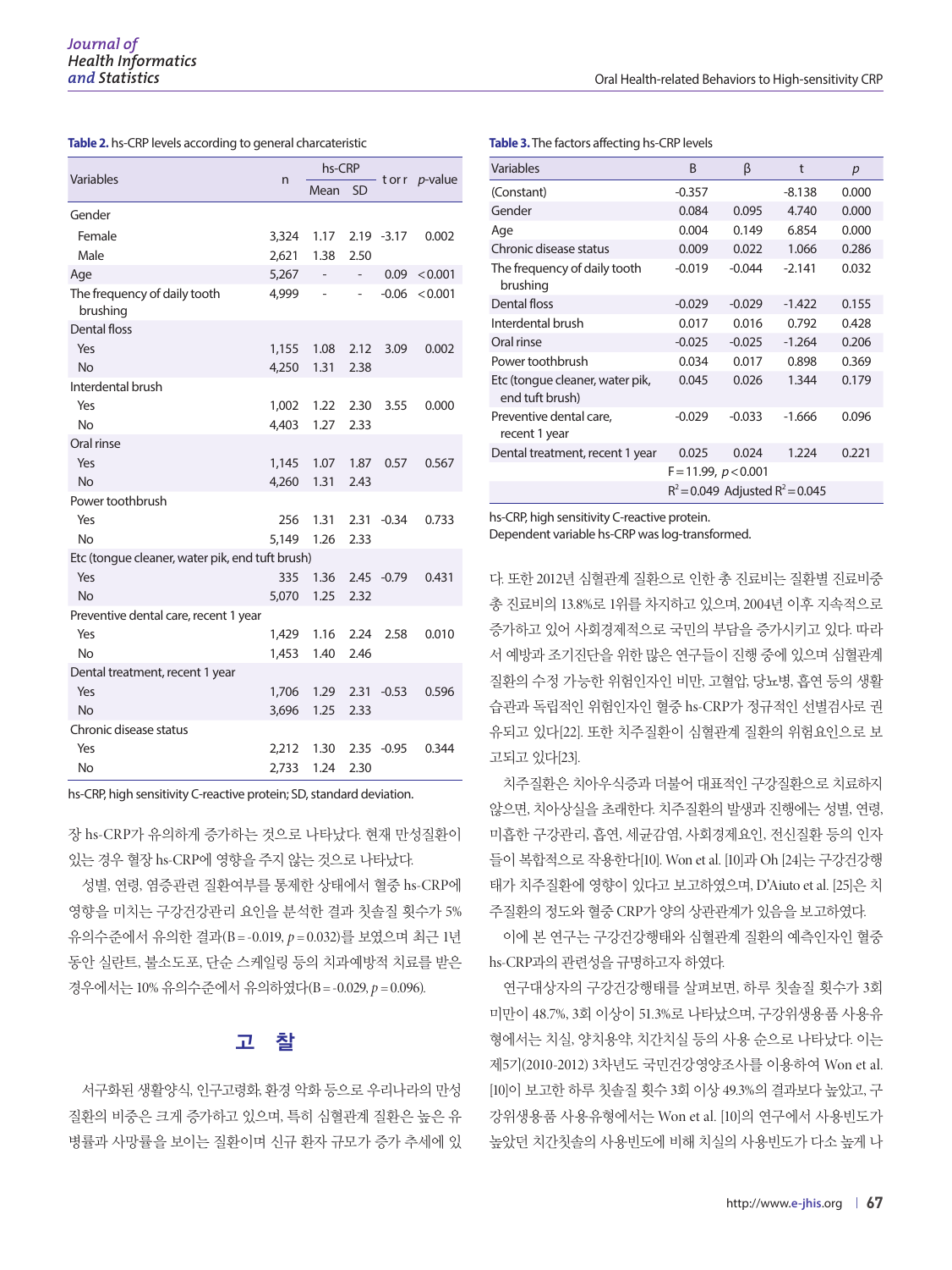**Table 2.** hs-CRP levels according to general charcateristic

| Variables | n | hs-CRP | | t or r | *p*-value |
|---|---|---|---|---|---|
| | | Mean | SD | | |
| Gender | | | | | |
| Female | 3,324 | 1.17 | 2.19 | -3.17 | 0.002 |
| Male | 2,621 | 1.38 | 2.50 | | |
| Age | 5,267 | - | - | 0.09 | <0.001 |
| The frequency of daily tooth brushing | 4,999 | - | - | -0.06 | <0.001 |
| Dental floss | | | | | |
| Yes | 1,155 | 1.08 | 2.12 | 3.09 | 0.002 |
| No | 4,250 | 1.31 | 2.38 | | |
| Interdental brush | | | | | |
| Yes | 1,002 | 1.22 | 2.30 | 3.55 | 0.000 |
| No | 4,403 | 1.27 | 2.33 | | |
| Oral rinse | | | | | |
| Yes | 1,145 | 1.07 | 1.87 | 0.57 | 0.567 |
| No | 4,260 | 1.31 | 2.43 | | |
| Power toothbrush | | | | | |
| Yes | 256 | 1.31 | 2.31 | -0.34 | 0.733 |
| No | 5,149 | 1.26 | 2.33 | | |
| Etc (tongue cleaner, water pik, end tuft brush) | | | | | |
| Yes | 335 | 1.36 | 2.45 | -0.79 | 0.431 |
| No | 5,070 | 1.25 | 2.32 | | |
| Preventive dental care, recent 1 year | | | | | |
| Yes | 1,429 | 1.16 | 2.24 | 2.58 | 0.010 |
| No | 1,453 | 1.40 | 2.46 | | |
| Dental treatment, recent 1 year | | | | | |
| Yes | 1,706 | 1.29 | 2.31 | -0.53 | 0.596 |
| No | 3,696 | 1.25 | 2.33 | | |
| Chronic disease status | | | | | |
| Yes | 2,212 | 1.30 | 2.35 | -0.95 | 0.344 |
| No | 2,733 | 1.24 | 2.30 | | |

hs-CRP, high sensitivity C-reactive protein; SD, standard deviation.

장 hs-CRP가 유의하게 증가하는 것으로 나타났다. 현재 만성질환이 있는 경우 혈장 hs-CRP에 영향을 주지 않는 것으로 나타났다.

성별, 연령, 염증관련 질환여부를 통제한 상태에서 혈중 hs-CRP에 영향을 미치는 구강건강관리 요인을 분석한 결과 칫솔질 횟수가 5% 유의수준에서 유의한 결과(B=-0.019, $p=0.032$)를 보였으며 최근 1년 동안 실란트, 불소도포, 단순 스케일링 등의 치과예방적 치료를 받은 경우에서는 10% 유의수준에서 유의하였다(B=-0.029, $p=0.096$).

## 고 찰

서구화된 생활양식, 인구고령화, 환경 악화 등으로 우리나라의 만성질환의 비중은 크게 증가하고 있으며, 특히 심혈관계 질환은 높은 유병률과 사망률을 보이는 질환이며 신규 환자 규모가 증가 추세에 있다. 또한 2012년 심혈관계 질환으로 인한 총 진료비는 질환별 진료비중 총 진료비의 13.8%로 1위를 차지하고 있으며, 2004년 이후 지속적으로 증가하고 있어 사회경제적으로 국민의 부담을 증가시키고 있다. 따라서 예방과 조기진단을 위한 많은 연구들이 진행 중에 있으며 심혈관계 질환의 수정 가능한 위험인자인 비만, 고혈압, 당뇨병, 흡연 등의 생활습관과 독립적인 위험인자인 혈중 hs-CRP가 정규적인 선별검사로 권유되고 있다[22]. 또한 치주질환이 심혈관계 질환의 위험요인으로 보고되고 있다[23].

**Table 3.** The factors affecting hs-CRP levels

| Variables | B | β | t | *p* |
|---|---|---|---|---|
| (Constant) | -0.357 | | -8.138 | 0.000 |
| Gender | 0.084 | 0.095 | 4.740 | 0.000 |
| Age | 0.004 | 0.149 | 6.854 | 0.000 |
| Chronic disease status | 0.009 | 0.022 | 1.066 | 0.286 |
| The frequency of daily tooth brushing | -0.019 | -0.044 | -2.141 | 0.032 |
| Dental floss | -0.029 | -0.029 | -1.422 | 0.155 |
| Interdental brush | 0.017 | 0.016 | 0.792 | 0.428 |
| Oral rinse | -0.025 | -0.025 | -1.264 | 0.206 |
| Power toothbrush | 0.034 | 0.017 | 0.898 | 0.369 |
| Etc (tongue cleaner, water pik, end tuft brush) | 0.045 | 0.026 | 1.344 | 0.179 |
| Preventive dental care, recent 1 year | -0.029 | -0.033 | -1.666 | 0.096 |
| Dental treatment, recent 1 year | 0.025 | 0.024 | 1.224 | 0.221 |
| | $F=11.99$, $p<0.001$ | | | |
| | $R^2=0.049$ Adjusted $R^2=0.045$ | | | |

hs-CRP, high sensitivity C-reactive protein.
Dependent variable hs-CRP was log-transformed.

치주질환은 치아우식증과 더불어 대표적인 구강질환으로 치료하지 않으면, 치아상실을 초래한다. 치주질환의 발생과 진행에는 성별, 연령, 미흡한 구강관리, 흡연, 세균감염, 사회경제요인, 전신질환 등의 인자들이 복합적으로 작용한다[10]. Won et al. [10]과 Oh [24]는 구강건강행태가 치주질환에 영향이 있다고 보고하였으며, D'Aiuto et al. [25]은 치주질환의 정도와 혈중 CRP가 양의 상관관계가 있음을 보고하였다.

이에 본 연구는 구강건강행태와 심혈관계 질환의 예측인자인 혈중 hs-CRP과의 관련성을 규명하고자 하였다.

연구대상자의 구강건강행태를 살펴보면, 하루 칫솔질 횟수가 3회 미만이 48.7%, 3회 이상이 51.3%로 나타났으며, 구강위생용품 사용유형에서는 치실, 양치용약, 치간치실 등의 사용 순으로 나타났다. 이는 제5기(2010-2012) 3차년도 국민건강영양조사를 이용하여 Won et al. [10]이 보고한 하루 칫솔질 횟수 3회 이상 49.3%의 결과보다 높았고, 구강위생용품 사용유형에서는 Won et al. [10]의 연구에서 사용빈도가 높았던 치간칫솔의 사용빈도에 비해 치실의 사용빈도가 다소 높게 나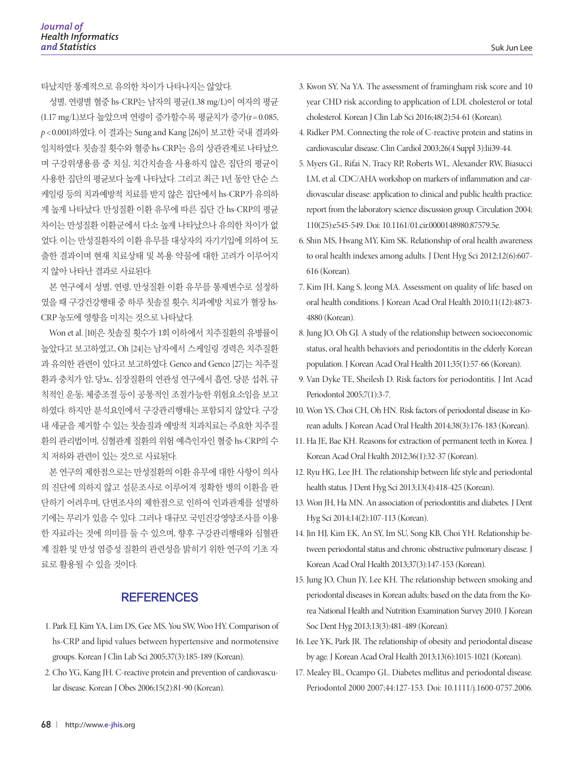타났지만 통계적으로 유의한 차이가 나타나지는 않았다.

성별, 연령별 혈중 hs-CRP는 남자의 평균(1.38 mg/L)이 여자의 평균(1.17 mg/L)보다 높았으며 연령이 증가할수록 평균치가 증가(r = 0.085, $p < 0.001$)하였다. 이 결과는 Sung and Kang [26]이 보고한 국내 결과와 일치하였다. 칫솔질 횟수와 혈중 hs-CRP는 음의 상관관계로 나타났으며 구강위생용품 중 치실, 치간치솔을 사용하지 않은 집단의 평균이 사용한 집단의 평균보다 높게 나타났다. 그리고 최근 1년 동안 단순 스케일링 등의 치과예방적 치료를 받지 않은 집단에서 hs-CRP가 유의하게 높게 나타났다. 만성질환 이환 유무에 따른 집단 간 hs-CRP의 평균 차이는 만성질환 이환군에서 다소 높게 나타났으나 유의한 차이가 없었다. 이는 만성질환자의 이환 유무를 대상자의 자기기입에 의하여 도출한 결과이며 현재 치료상태 및 복용 약물에 대한 고려가 이루어지지 않아 나타난 결과로 사료된다.

본 연구에서 성별, 연령, 만성질환 이환 유무를 통제변수로 설정하였을 때 구강건강행태 중 하루 칫솔질 횟수, 치과예방 치료가 혈장 hs-CRP 농도에 영향을 미치는 것으로 나타났다.

Won et al. [10]은 칫솔질 횟수가 1회 이하에서 치주질환의 유병률이 높았다고 보고하였고, Oh [24]는 남자에서 스케일링 경력은 치주질환과 유의한 관련이 있다고 보고하였다. Genco and Genco [27]는 치주질환과 충치가 암, 당뇨, 심장질환의 연관성 연구에서 흡연, 당분 섭취, 규칙적인 운동, 체중조절 등이 공통적인 조절가능한 위험요소임을 보고하였다. 하지만 분석요인에서 구강관리행태는 포함되지 않았다. 구강 내 세균을 제거할 수 있는 칫솔질과 예방적 치과치료는 주요한 치주질환의 관리법이며, 심혈관계 질환의 위험 예측인자인 혈중 hs-CRP의 수치 저하와 관련이 있는 것으로 사료된다.

본 연구의 제한점으로는 만성질환의 이환 유무에 대한 사항이 의사의 진단에 의하지 않고 설문조사로 이루어져 정확한 병의 이환을 판단하기 어려우며, 단면조사의 제한점으로 인하여 인과관계를 설명하기에는 무리가 있을 수 있다. 그러나 대규모 국민건강영양조사를 이용한 자료라는 것에 의미를 둘 수 있으며, 향후 구강관리행태와 심혈관계 질환 및 만성 염증성 질환의 관련성을 밝히기 위한 연구의 기초 자료로 활용될 수 있을 것이다.

## REFERENCES

1. Park EJ, Kim YA, Lim DS, Gee MS, You SW, Woo HY. Comparison of hs-CRP and lipid values between hypertensive and normotensive groups. Korean J Clin Lab Sci 2005;37(3):185-189 (Korean).
2. Cho YG, Kang JH. C-reactive protein and prevention of cardiovascular disease. Korean J Obes 2006;15(2):81-90 (Korean).
3. Kwon SY, Na YA. The assessment of framingham risk score and 10 year CHD risk according to application of LDL cholesterol or total cholesterol. Korean J Clin Lab Sci 2016;48(2):54-61 (Korean).
4. Ridker PM. Connecting the role of C-reactive protein and statins in cardiovascular disease. Clin Cardiol 2003;26(4 Suppl 3):Iii39-44.
5. Myers GL, Rifai N, Tracy RP, Roberts WL, Alexander RW, Biasucci LM, et al. CDC/AHA workshop on markers of inflammation and cardiovascular disease: application to clinical and public health practice: report from the laboratory science discussion group. Circulation 2004;110(25):e545-549. Doi: 10.1161/01.cir.0000148980.87579.5e.
6. Shin MS, Hwang MY, Kim SK. Relationship of oral health awareness to oral health indexes among adults. J Dent Hyg Sci 2012;12(6):607-616 (Korean).
7. Kim JH, Kang S, Jeong MA. Assessment on quality of life: based on oral health conditions. J Korean Acad Oral Health 2010;11(12):4873-4880 (Korean).
8. Jung JO, Oh GJ. A study of the relationship between socioeconomic status, oral health behaviors and periodontitis in the elderly Korean population. J Korean Acad Oral Health 2011;35(1):57-66 (Korean).
9. Van Dyke TE, Sheilesh D. Risk factors for periodontitis. J Int Acad Periodontol 2005;7(1):3-7.
10. Won YS, Choi CH, Oh HN. Risk factors of periodontal disease in Korean adults. J Korean Acad Oral Health 2014;38(3):176-183 (Korean).
11. Ha JE, Bae KH. Reasons for extraction of permanent teeth in Korea. J Korean Acad Oral Health 2012;36(1):32-37 (Korean).
12. Ryu HG, Lee JH. The relationship between life style and periodontal health status. J Dent Hyg Sci 2013;13(4):418-425 (Korean).
13. Won JH, Ha MN. An association of periodontitis and diabetes. J Dent Hyg Sci 2014;14(2):107-113 (Korean).
14. Jin HJ, Kim EK, An SY, Im SU, Song KB, Choi YH. Relationship between periodontal status and chronic obstructive pulmonary disease. J Korean Acad Oral Health 2013;37(3):147-153 (Korean).
15. Jung JO, Chun JY, Lee KH. The relationship between smoking and periodontal diseases in Korean adults: based on the data from the Korea National Health and Nutrition Examination Survey 2010. J Korean Soc Dent Hyg 2013;13(3):481-489 (Korean).
16. Lee YK, Park JR. The relationship of obesity and periodontal disease by age. J Korean Acad Oral Health 2013;13(6):1015-1021 (Korean).
17. Mealey BL, Ocampo GL. Diabetes mellitus and periodontal disease. Periodontol 2000 2007;44:127-153. Doi: 10.1111/j.1600-0757.2006.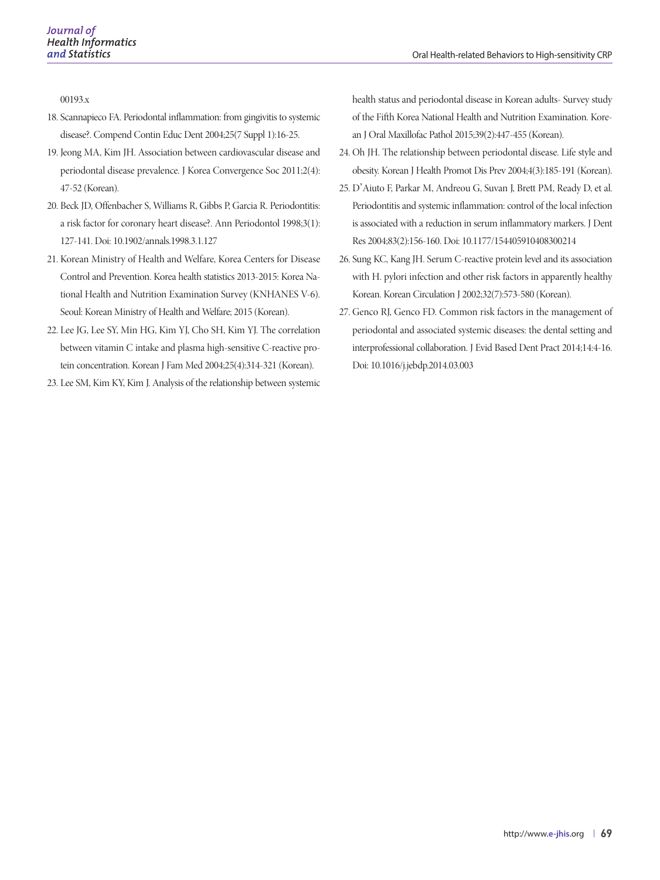00193.x

18. Scannapieco FA. Periodontal inflammation: from gingivitis to systemic disease?. Compend Contin Educ Dent 2004;25(7 Suppl 1):16-25.
19. Jeong MA, Kim JH. Association between cardiovascular disease and periodontal disease prevalence. J Korea Convergence Soc 2011;2(4): 47-52 (Korean).
20. Beck JD, Offenbacher S, Williams R, Gibbs P, Garcia R. Periodontitis: a risk factor for coronary heart disease?. Ann Periodontol 1998;3(1): 127-141. Doi: 10.1902/annals.1998.3.1.127
21. Korean Ministry of Health and Welfare, Korea Centers for Disease Control and Prevention. Korea health statistics 2013-2015: Korea National Health and Nutrition Examination Survey (KNHANES V-6). Seoul: Korean Ministry of Health and Welfare; 2015 (Korean).
22. Lee JG, Lee SY, Min HG, Kim YJ, Cho SH, Kim YJ. The correlation between vitamin C intake and plasma high-sensitive C-reactive protein concentration. Korean J Fam Med 2004;25(4):314-321 (Korean).
23. Lee SM, Kim KY, Kim J. Analysis of the relationship between systemic health status and periodontal disease in Korean adults- Survey study of the Fifth Korea National Health and Nutrition Examination. Korean J Oral Maxillofac Pathol 2015;39(2):447-455 (Korean).
24. Oh JH. The relationship between periodontal disease. Life style and obesity. Korean J Health Promot Dis Prev 2004;4(3):185-191 (Korean).
25. D'Aiuto F, Parkar M, Andreou G, Suvan J, Brett PM, Ready D, et al. Periodontitis and systemic inflammation: control of the local infection is associated with a reduction in serum inflammatory markers. J Dent Res 2004;83(2):156-160. Doi: 10.1177/154405910408300214
26. Sung KC, Kang JH. Serum C-reactive protein level and its association with H. pylori infection and other risk factors in apparently healthy Korean. Korean Circulation J 2002;32(7):573-580 (Korean).
27. Genco RJ, Genco FD. Common risk factors in the management of periodontal and associated systemic diseases: the dental setting and interprofessional collaboration. J Evid Based Dent Pract 2014;14:4-16. Doi: 10.1016/j.jebdp.2014.03.003